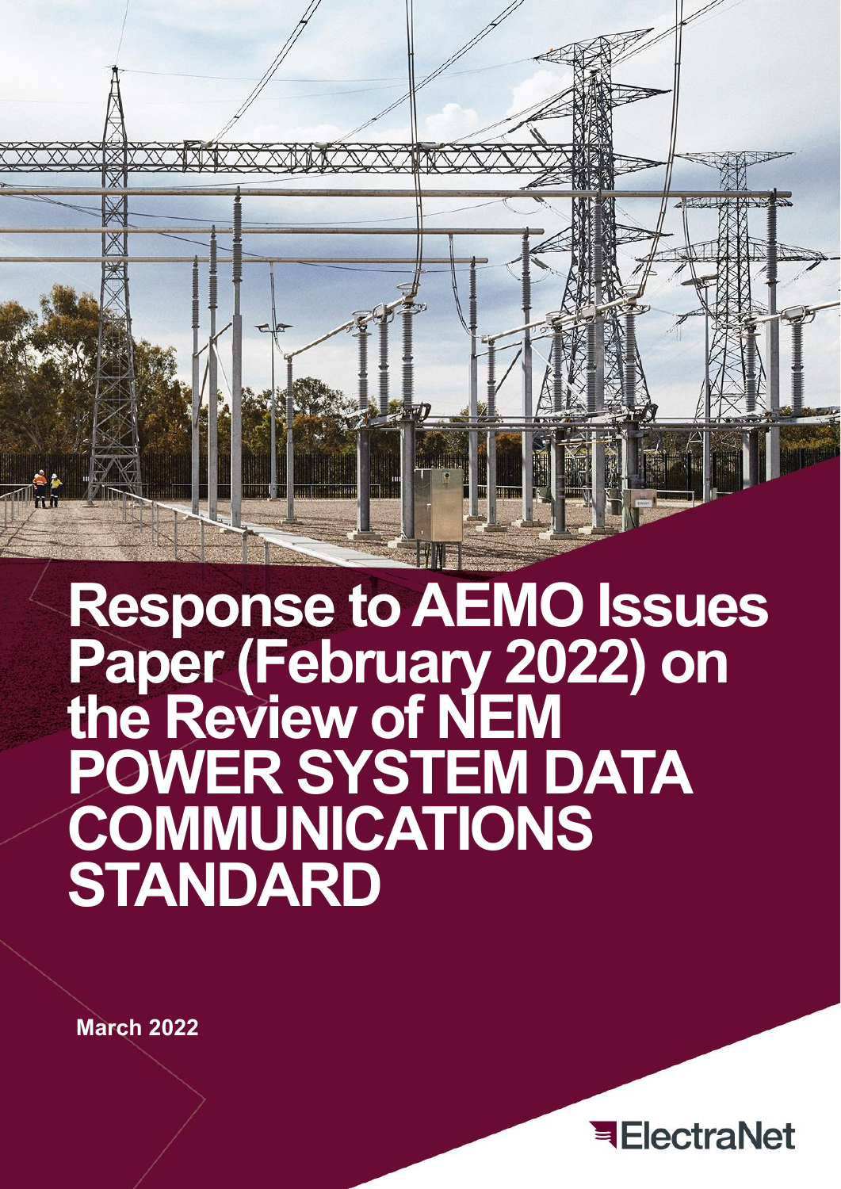# Response to AEMO Issues Paper (February 2022) on the Review of NEM POWER SYSTEM DATA COMMUNICATIONS STANDARD

March 2022

ElectraNet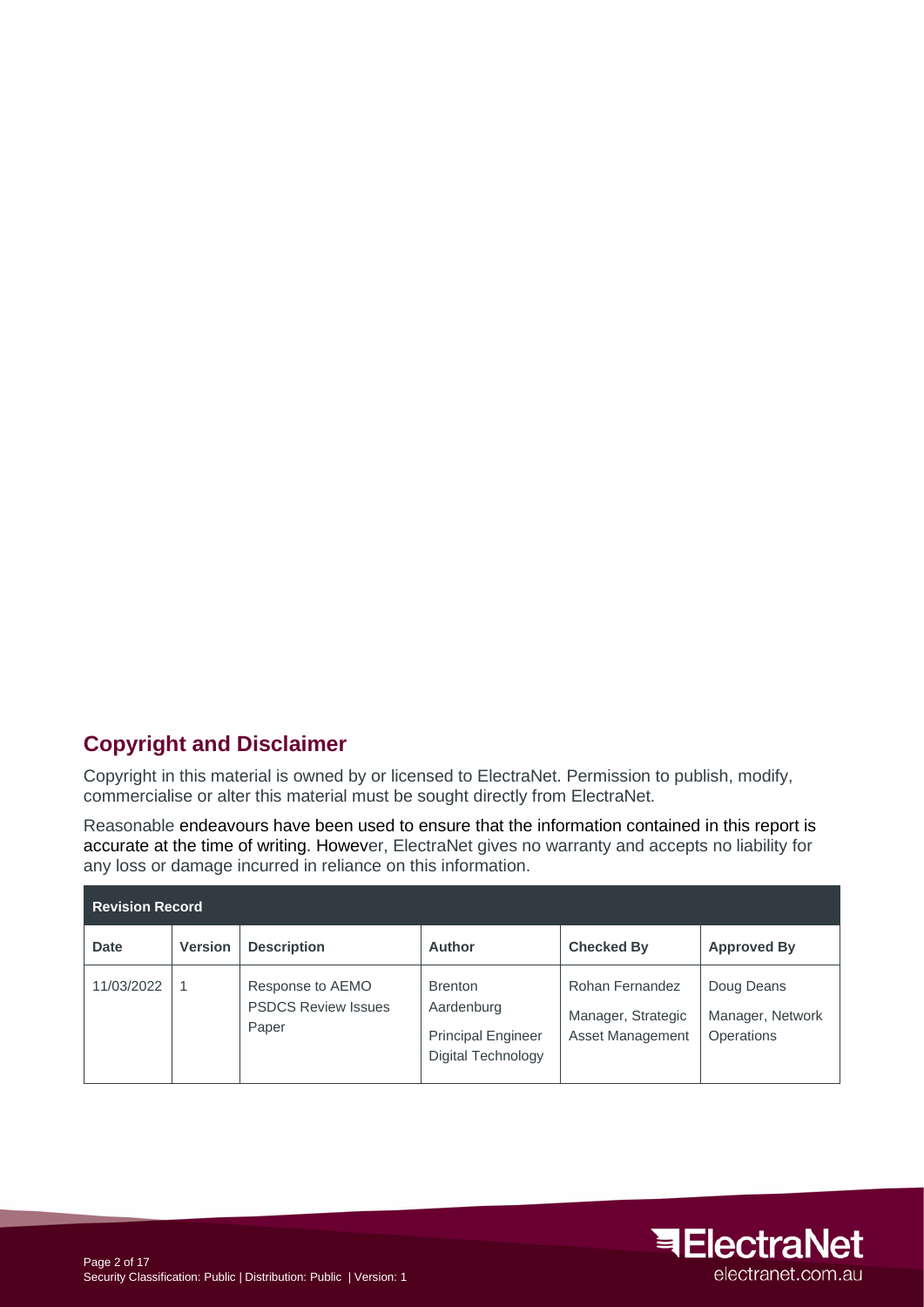## Copyright and Disclaimer

Copyright in this material is owned by or licensed to ElectraNet. Permission to publish, modify, commercialise or alter this material must be sought directly from ElectraNet.

Reasonable endeavours have been used to ensure that the information contained in this report is accurate at the time of writing. However, ElectraNet gives no warranty and accepts no liability for any loss or damage incurred in reliance on this information.

| Revision Record | | | | | |
|---|---|---|---|---|---|
| **Date** | **Version** | **Description** | **Author** | **Checked By** | **Approved By** |
| 11/03/2022 | 1 | Response to AEMO PSDCS Review Issues Paper | Brenton Aardenburg<br>Principal Engineer Digital Technology | Rohan Fernandez<br>Manager, Strategic Asset Management | Doug Deans<br>Manager, Network Operations |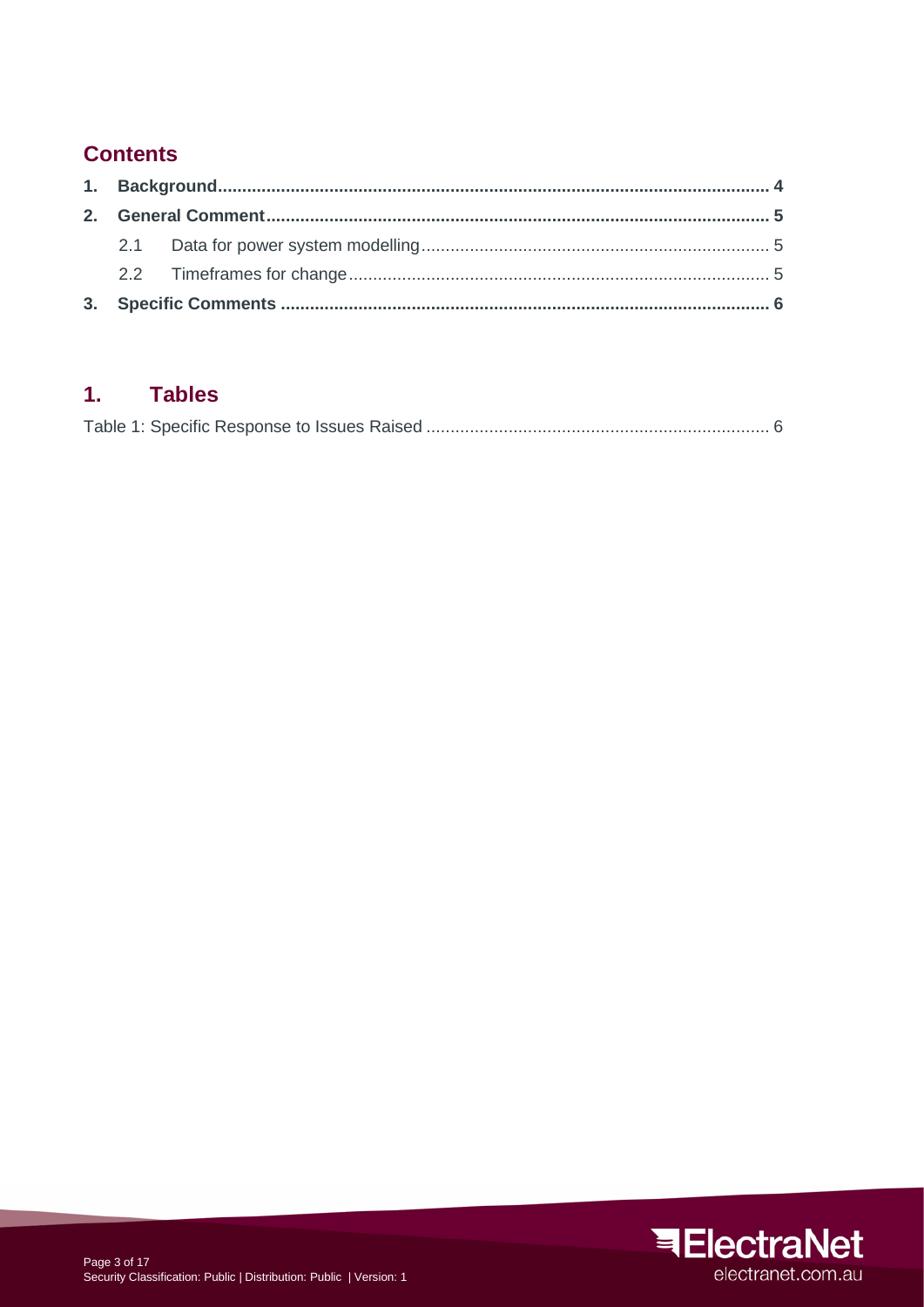## Contents

**1. Background** ..... **4**

**2. General Comment** ..... **5**

- 2.1 Data for power system modelling ..... 5
- 2.2 Timeframes for change ..... 5

**3. Specific Comments** ..... **6**

## 1. Tables

Table 1: Specific Response to Issues Raised ..... 6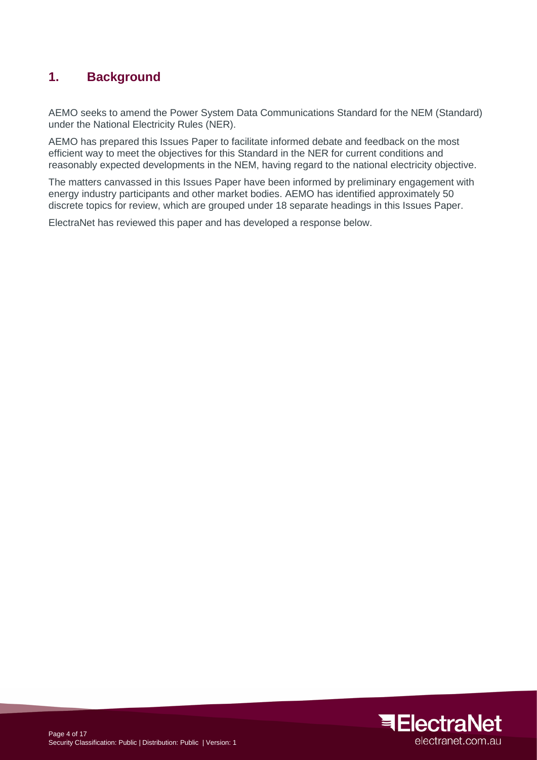## 1. Background

AEMO seeks to amend the Power System Data Communications Standard for the NEM (Standard) under the National Electricity Rules (NER).

AEMO has prepared this Issues Paper to facilitate informed debate and feedback on the most efficient way to meet the objectives for this Standard in the NER for current conditions and reasonably expected developments in the NEM, having regard to the national electricity objective.

The matters canvassed in this Issues Paper have been informed by preliminary engagement with energy industry participants and other market bodies. AEMO has identified approximately 50 discrete topics for review, which are grouped under 18 separate headings in this Issues Paper.

ElectraNet has reviewed this paper and has developed a response below.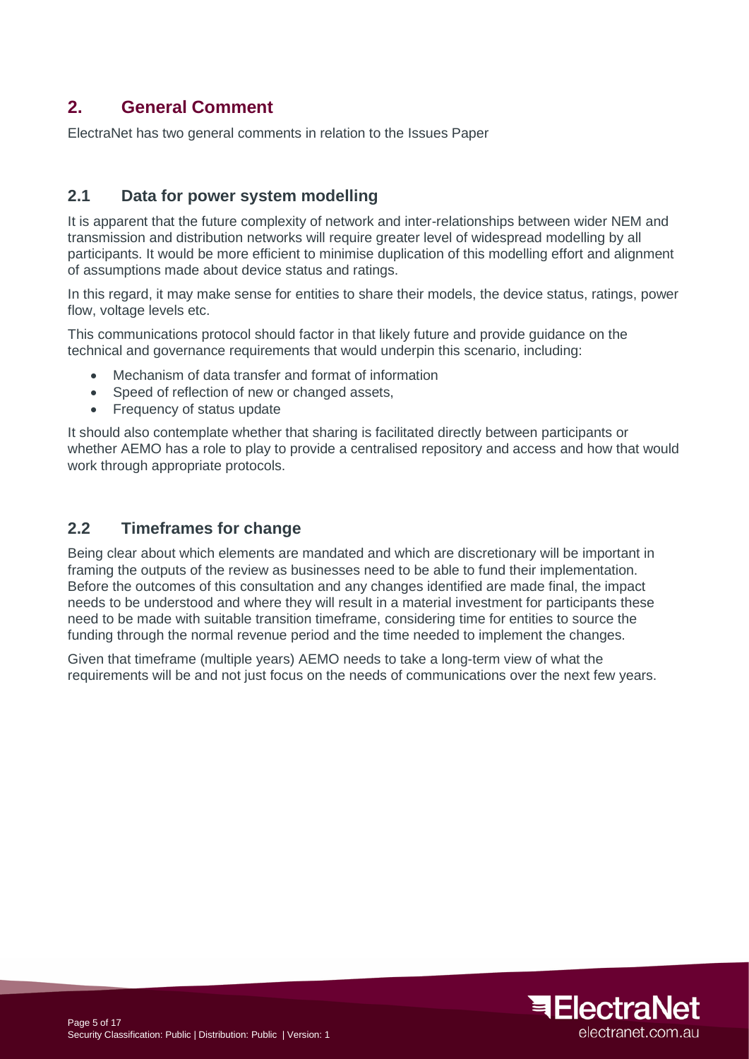## 2. General Comment

ElectraNet has two general comments in relation to the Issues Paper

### 2.1 Data for power system modelling

It is apparent that the future complexity of network and inter-relationships between wider NEM and transmission and distribution networks will require greater level of widespread modelling by all participants. It would be more efficient to minimise duplication of this modelling effort and alignment of assumptions made about device status and ratings.

In this regard, it may make sense for entities to share their models, the device status, ratings, power flow, voltage levels etc.

This communications protocol should factor in that likely future and provide guidance on the technical and governance requirements that would underpin this scenario, including:

- Mechanism of data transfer and format of information
- Speed of reflection of new or changed assets,
- Frequency of status update

It should also contemplate whether that sharing is facilitated directly between participants or whether AEMO has a role to play to provide a centralised repository and access and how that would work through appropriate protocols.

### 2.2 Timeframes for change

Being clear about which elements are mandated and which are discretionary will be important in framing the outputs of the review as businesses need to be able to fund their implementation. Before the outcomes of this consultation and any changes identified are made final, the impact needs to be understood and where they will result in a material investment for participants these need to be made with suitable transition timeframe, considering time for entities to source the funding through the normal revenue period and the time needed to implement the changes.

Given that timeframe (multiple years) AEMO needs to take a long-term view of what the requirements will be and not just focus on the needs of communications over the next few years.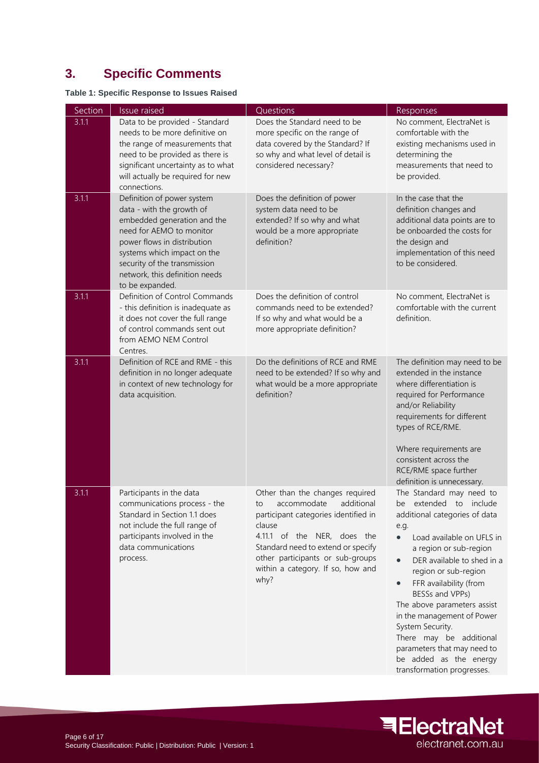## 3. Specific Comments

**Table 1: Specific Response to Issues Raised**

| Section | Issue raised | Questions | Responses |
|---|---|---|---|
| 3.1.1 | Data to be provided - Standard needs to be more definitive on the range of measurements that need to be provided as there is significant uncertainty as to what will actually be required for new connections. | Does the Standard need to be more specific on the range of data covered by the Standard? If so why and what level of detail is considered necessary? | No comment, ElectraNet is comfortable with the existing mechanisms used in determining the measurements that need to be provided. |
| 3.1.1 | Definition of power system data - with the growth of embedded generation and the need for AEMO to monitor power flows in distribution systems which impact on the security of the transmission network, this definition needs to be expanded. | Does the definition of power system data need to be extended? If so why and what would be a more appropriate definition? | In the case that the definition changes and additional data points are to be onboarded the costs for the design and implementation of this need to be considered. |
| 3.1.1 | Definition of Control Commands - this definition is inadequate as it does not cover the full range of control commands sent out from AEMO NEM Control Centres. | Does the definition of control commands need to be extended? If so why and what would be a more appropriate definition? | No comment, ElectraNet is comfortable with the current definition. |
| 3.1.1 | Definition of RCE and RME - this definition in no longer adequate in context of new technology for data acquisition. | Do the definitions of RCE and RME need to be extended? If so why and what would be a more appropriate definition? | The definition may need to be extended in the instance where differentiation is required for Performance and/or Reliability requirements for different types of RCE/RME.<br><br>Where requirements are consistent across the RCE/RME space further definition is unnecessary. |
| 3.1.1 | Participants in the data communications process - the Standard in Section 1.1 does not include the full range of participants involved in the data communications process. | Other than the changes required to accommodate additional participant categories identified in clause 4.11.1 of the NER, does the Standard need to extend or specify other participants or sub-groups within a category. If so, how and why? | The Standard may need to be extended to include additional categories of data e.g.<br>• Load available on UFLS in a region or sub-region<br>• DER available to shed in a region or sub-region<br>• FFR availability (from BESSs and VPPs)<br>The above parameters assist in the management of Power System Security.<br>There may be additional parameters that may need to be added as the energy transformation progresses. |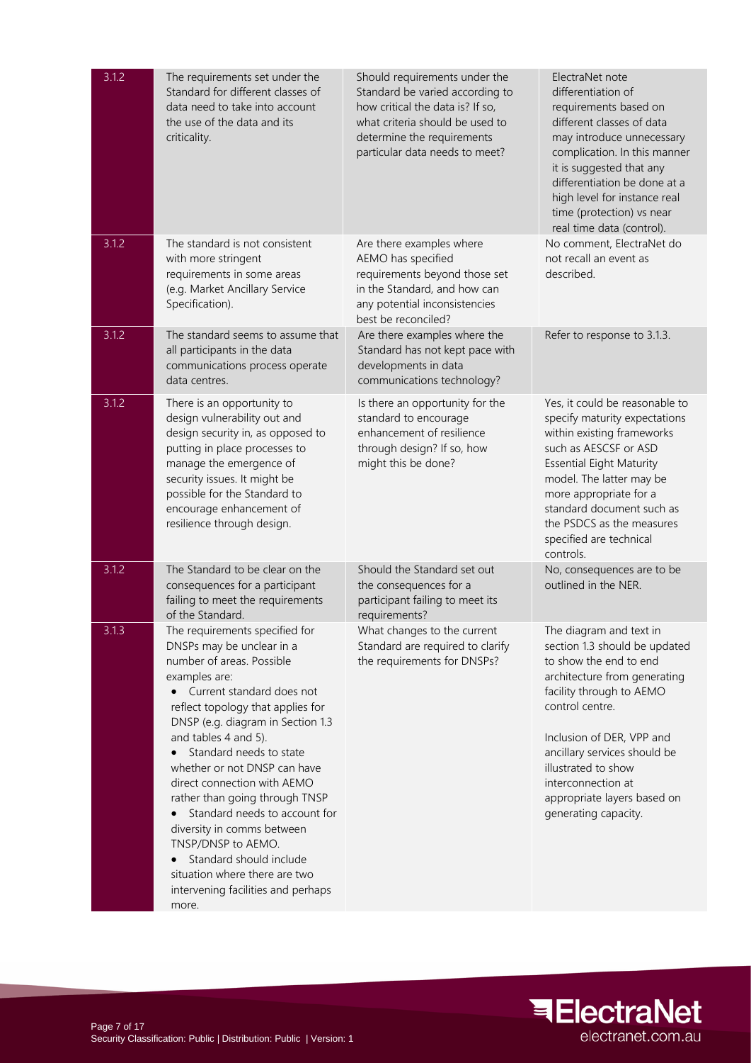| | | | |
|---|---|---|---|
| 3.1.2 | The requirements set under the Standard for different classes of data need to take into account the use of the data and its criticality. | Should requirements under the Standard be varied according to how critical the data is? If so, what criteria should be used to determine the requirements particular data needs to meet? | ElectraNet note differentiation of requirements based on different classes of data may introduce unnecessary complication. In this manner it is suggested that any differentiation be done at a high level for instance real time (protection) vs near real time data (control). |
| 3.1.2 | The standard is not consistent with more stringent requirements in some areas (e.g. Market Ancillary Service Specification). | Are there examples where AEMO has specified requirements beyond those set in the Standard, and how can any potential inconsistencies best be reconciled? | No comment, ElectraNet do not recall an event as described. |
| 3.1.2 | The standard seems to assume that all participants in the data communications process operate data centres. | Are there examples where the Standard has not kept pace with developments in data communications technology? | Refer to response to 3.1.3. |
| 3.1.2 | There is an opportunity to design vulnerability out and design security in, as opposed to putting in place processes to manage the emergence of security issues. It might be possible for the Standard to encourage enhancement of resilience through design. | Is there an opportunity for the standard to encourage enhancement of resilience through design? If so, how might this be done? | Yes, it could be reasonable to specify maturity expectations within existing frameworks such as AESCSF or ASD Essential Eight Maturity model. The latter may be more appropriate for a standard document such as the PSDCS as the measures specified are technical controls. |
| 3.1.2 | The Standard to be clear on the consequences for a participant failing to meet the requirements of the Standard. | Should the Standard set out the consequences for a participant failing to meet its requirements? | No, consequences are to be outlined in the NER. |
| 3.1.3 | The requirements specified for DNSPs may be unclear in a number of areas. Possible examples are:<br>• Current standard does not reflect topology that applies for DNSP (e.g. diagram in Section 1.3 and tables 4 and 5).<br>• Standard needs to state whether or not DNSP can have direct connection with AEMO rather than going through TNSP<br>• Standard needs to account for diversity in comms between TNSP/DNSP to AEMO.<br>• Standard should include situation where there are two intervening facilities and perhaps more. | What changes to the current Standard are required to clarify the requirements for DNSPs? | The diagram and text in section 1.3 should be updated to show the end to end architecture from generating facility through to AEMO control centre.<br><br>Inclusion of DER, VPP and ancillary services should be illustrated to show interconnection at appropriate layers based on generating capacity. |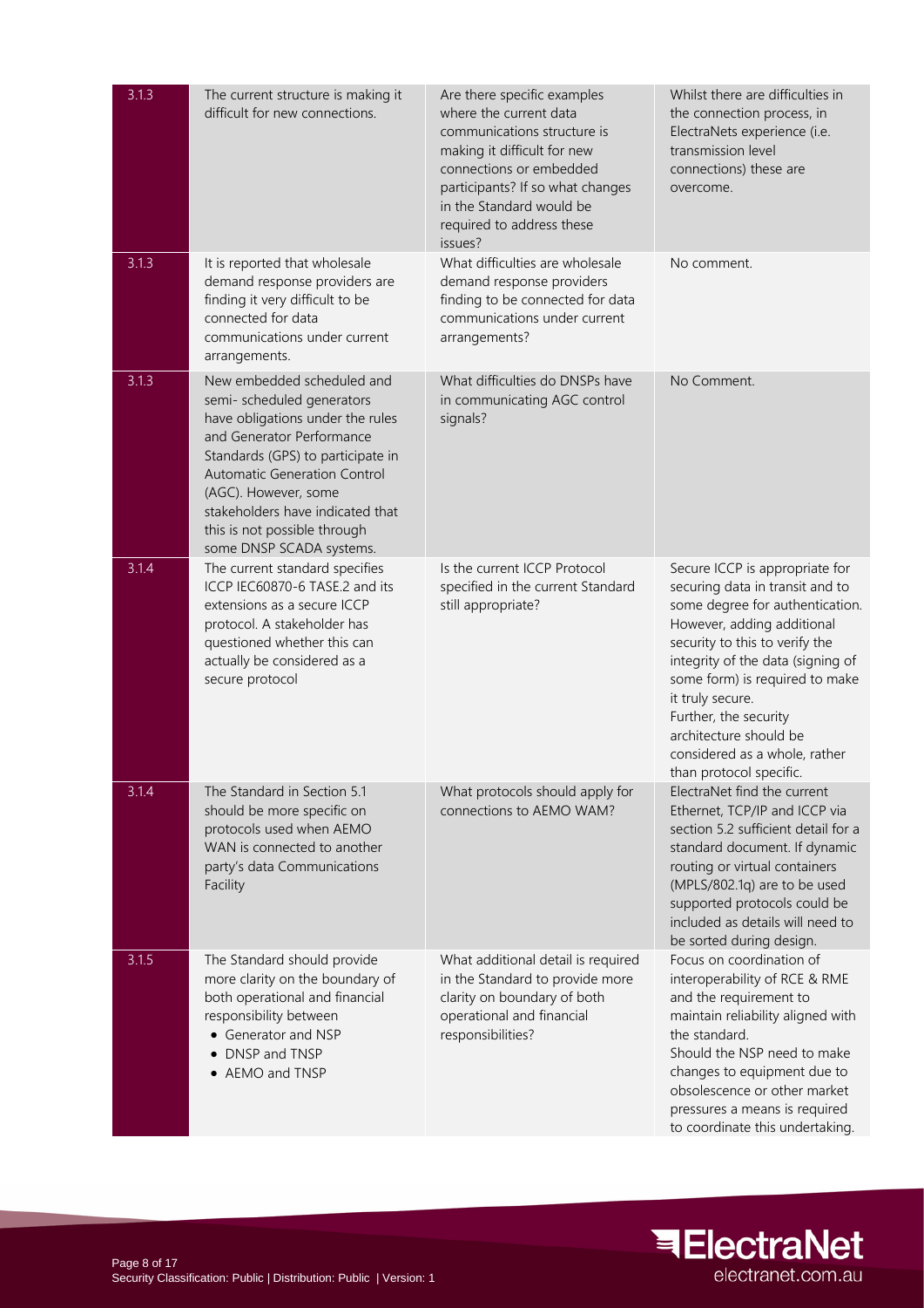| | | | |
|---|---|---|---|
| 3.1.3 | The current structure is making it difficult for new connections. | Are there specific examples where the current data communications structure is making it difficult for new connections or embedded participants? If so what changes in the Standard would be required to address these issues? | Whilst there are difficulties in the connection process, in ElectraNets experience (i.e. transmission level connections) these are overcome. |
| 3.1.3 | It is reported that wholesale demand response providers are finding it very difficult to be connected for data communications under current arrangements. | What difficulties are wholesale demand response providers finding to be connected for data communications under current arrangements? | No comment. |
| 3.1.3 | New embedded scheduled and semi- scheduled generators have obligations under the rules and Generator Performance Standards (GPS) to participate in Automatic Generation Control (AGC). However, some stakeholders have indicated that this is not possible through some DNSP SCADA systems. | What difficulties do DNSPs have in communicating AGC control signals? | No Comment. |
| 3.1.4 | The current standard specifies ICCP IEC60870-6 TASE.2 and its extensions as a secure ICCP protocol. A stakeholder has questioned whether this can actually be considered as a secure protocol | Is the current ICCP Protocol specified in the current Standard still appropriate? | Secure ICCP is appropriate for securing data in transit and to some degree for authentication. However, adding additional security to this to verify the integrity of the data (signing of some form) is required to make it truly secure.<br>Further, the security architecture should be considered as a whole, rather than protocol specific. |
| 3.1.4 | The Standard in Section 5.1 should be more specific on protocols used when AEMO WAN is connected to another party's data Communications Facility | What protocols should apply for connections to AEMO WAM? | ElectraNet find the current Ethernet, TCP/IP and ICCP via section 5.2 sufficient detail for a standard document. If dynamic routing or virtual containers (MPLS/802.1q) are to be used supported protocols could be included as details will need to be sorted during design. |
| 3.1.5 | The Standard should provide more clarity on the boundary of both operational and financial responsibility between<br>• Generator and NSP<br>• DNSP and TNSP<br>• AEMO and TNSP | What additional detail is required in the Standard to provide more clarity on boundary of both operational and financial responsibilities? | Focus on coordination of interoperability of RCE & RME and the requirement to maintain reliability aligned with the standard.<br>Should the NSP need to make changes to equipment due to obsolescence or other market pressures a means is required to coordinate this undertaking. |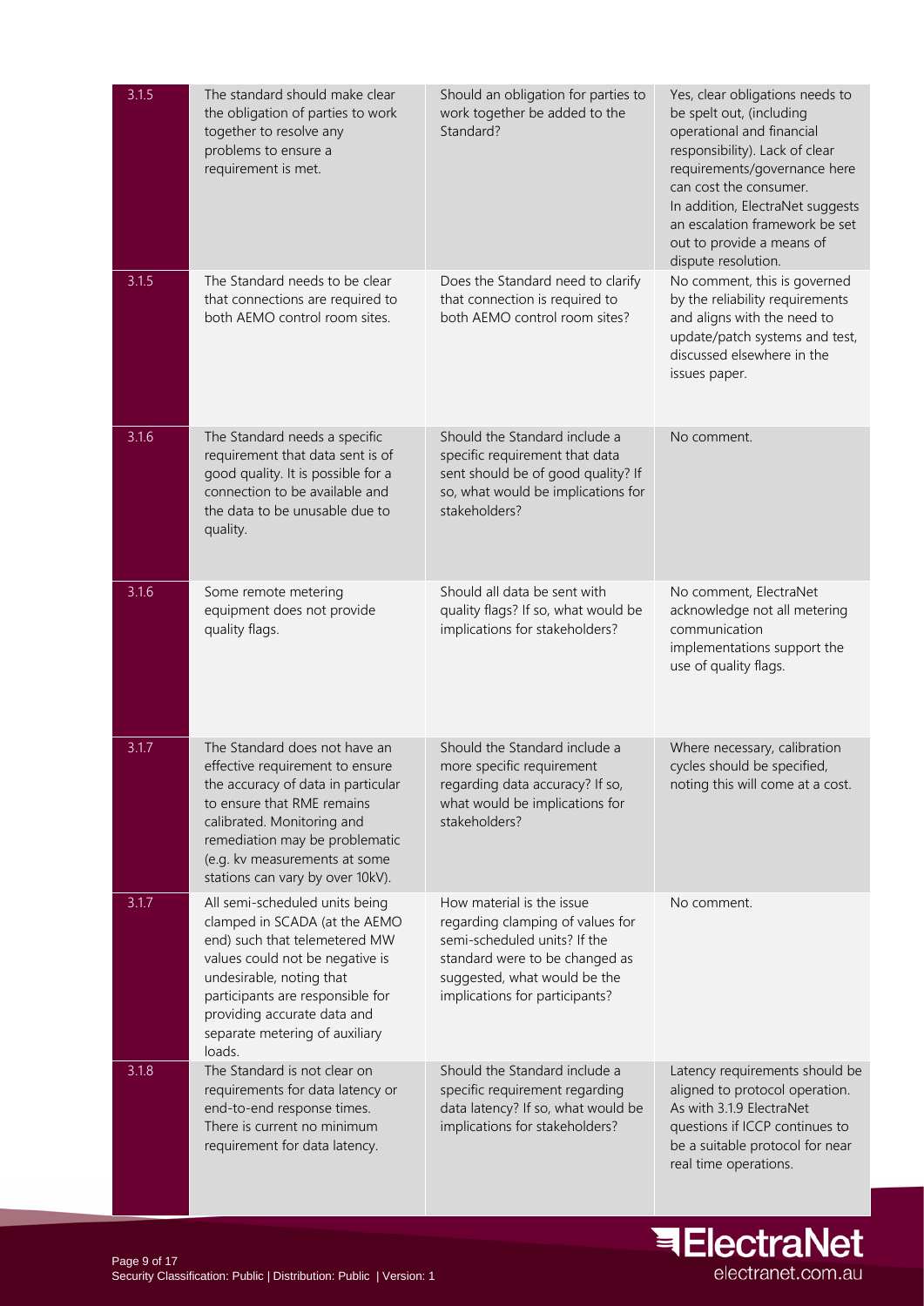| | | | |
|---|---|---|---|
| 3.1.5 | The standard should make clear the obligation of parties to work together to resolve any problems to ensure a requirement is met. | Should an obligation for parties to work together be added to the Standard? | Yes, clear obligations needs to be spelt out, (including operational and financial responsibility). Lack of clear requirements/governance here can cost the consumer.<br>In addition, ElectraNet suggests an escalation framework be set out to provide a means of dispute resolution. |
| 3.1.5 | The Standard needs to be clear that connections are required to both AEMO control room sites. | Does the Standard need to clarify that connection is required to both AEMO control room sites? | No comment, this is governed by the reliability requirements and aligns with the need to update/patch systems and test, discussed elsewhere in the issues paper. |
| 3.1.6 | The Standard needs a specific requirement that data sent is of good quality. It is possible for a connection to be available and the data to be unusable due to quality. | Should the Standard include a specific requirement that data sent should be of good quality? If so, what would be implications for stakeholders? | No comment. |
| 3.1.6 | Some remote metering equipment does not provide quality flags. | Should all data be sent with quality flags? If so, what would be implications for stakeholders? | No comment, ElectraNet acknowledge not all metering communication implementations support the use of quality flags. |
| 3.1.7 | The Standard does not have an effective requirement to ensure the accuracy of data in particular to ensure that RME remains calibrated. Monitoring and remediation may be problematic (e.g. kv measurements at some stations can vary by over 10kV). | Should the Standard include a more specific requirement regarding data accuracy? If so, what would be implications for stakeholders? | Where necessary, calibration cycles should be specified, noting this will come at a cost. |
| 3.1.7 | All semi-scheduled units being clamped in SCADA (at the AEMO end) such that telemetered MW values could not be negative is undesirable, noting that participants are responsible for providing accurate data and separate metering of auxiliary loads. | How material is the issue regarding clamping of values for semi-scheduled units? If the standard were to be changed as suggested, what would be the implications for participants? | No comment. |
| 3.1.8 | The Standard is not clear on requirements for data latency or end-to-end response times. There is current no minimum requirement for data latency. | Should the Standard include a specific requirement regarding data latency? If so, what would be implications for stakeholders? | Latency requirements should be aligned to protocol operation. As with 3.1.9 ElectraNet questions if ICCP continues to be a suitable protocol for near real time operations. |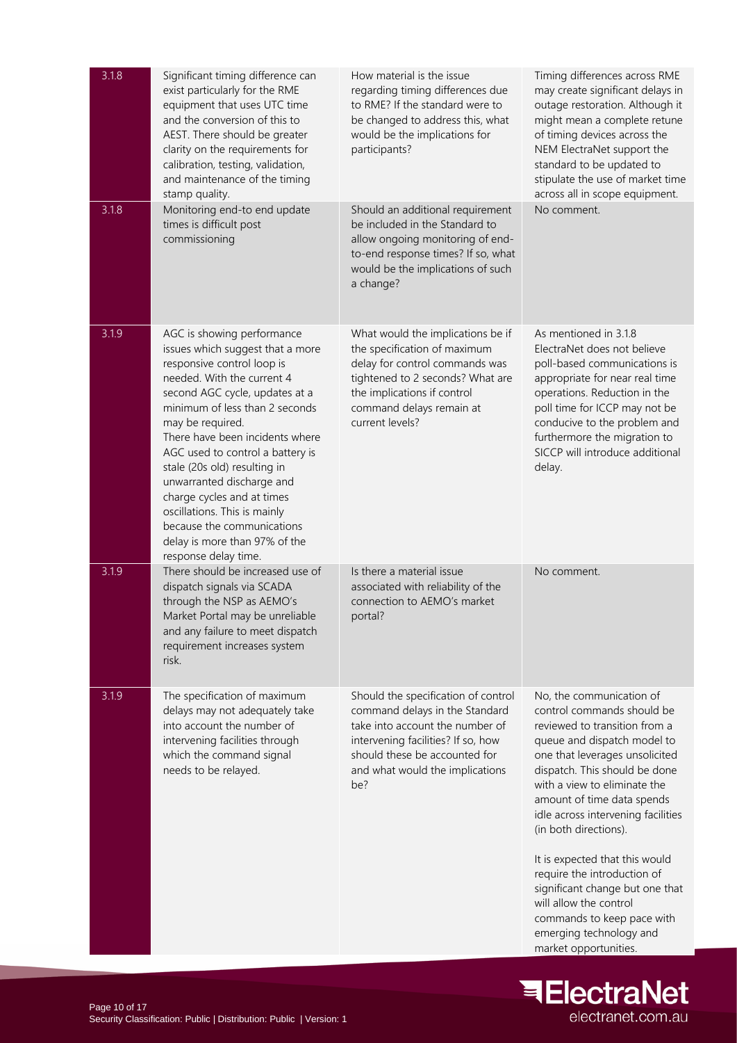| 3.1.8 | Significant timing difference can exist particularly for the RME equipment that uses UTC time and the conversion of this to AEST. There should be greater clarity on the requirements for calibration, testing, validation, and maintenance of the timing stamp quality. | How material is the issue regarding timing differences due to RME? If the standard were to be changed to address this, what would be the implications for participants? | Timing differences across RME may create significant delays in outage restoration. Although it might mean a complete retune of timing devices across the NEM ElectraNet support the standard to be updated to stipulate the use of market time across all in scope equipment. |
|---|---|---|---|
| 3.1.8 | Monitoring end-to end update times is difficult post commissioning | Should an additional requirement be included in the Standard to allow ongoing monitoring of end-to-end response times? If so, what would be the implications of such a change? | No comment. |
| 3.1.9 | AGC is showing performance issues which suggest that a more responsive control loop is needed. With the current 4 second AGC cycle, updates at a minimum of less than 2 seconds may be required.<br>There have been incidents where AGC used to control a battery is stale (20s old) resulting in unwarranted discharge and charge cycles and at times oscillations. This is mainly because the communications delay is more than 97% of the response delay time. | What would the implications be if the specification of maximum delay for control commands was tightened to 2 seconds? What are the implications if control command delays remain at current levels? | As mentioned in 3.1.8 ElectraNet does not believe poll-based communications is appropriate for near real time operations. Reduction in the poll time for ICCP may not be conducive to the problem and furthermore the migration to SICCP will introduce additional delay. |
| 3.1.9 | There should be increased use of dispatch signals via SCADA through the NSP as AEMO's Market Portal may be unreliable and any failure to meet dispatch requirement increases system risk. | Is there a material issue associated with reliability of the connection to AEMO's market portal? | No comment. |
| 3.1.9 | The specification of maximum delays may not adequately take into account the number of intervening facilities through which the command signal needs to be relayed. | Should the specification of control command delays in the Standard take into account the number of intervening facilities? If so, how should these be accounted for and what would the implications be? | No, the communication of control commands should be reviewed to transition from a queue and dispatch model to one that leverages unsolicited dispatch. This should be done with a view to eliminate the amount of time data spends idle across intervening facilities (in both directions).<br><br>It is expected that this would require the introduction of significant change but one that will allow the control commands to keep pace with emerging technology and market opportunities. |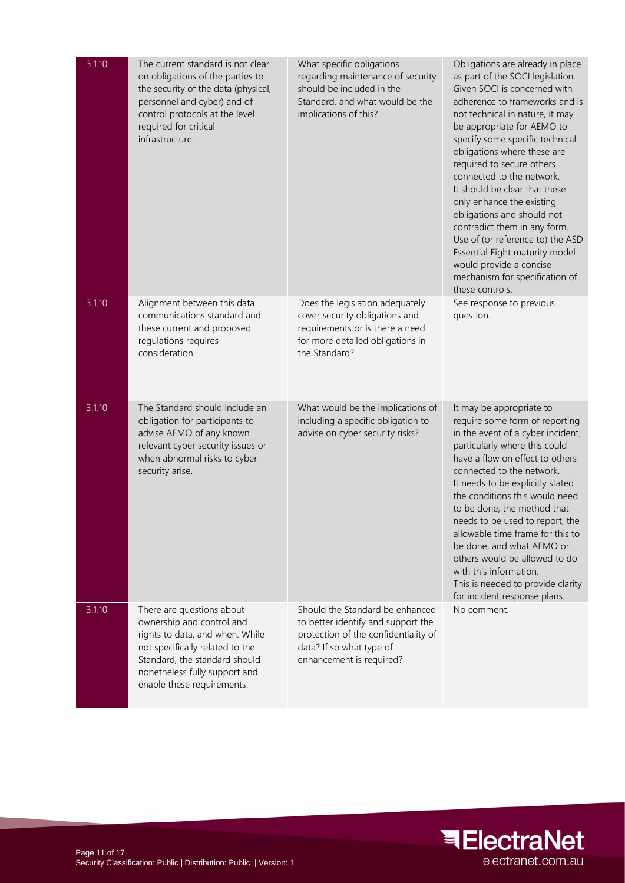| 3.1.10 | The current standard is not clear on obligations of the parties to the security of the data (physical, personnel and cyber) and of control protocols at the level required for critical infrastructure. | What specific obligations regarding maintenance of security should be included in the Standard, and what would be the implications of this? | Obligations are already in place as part of the SOCI legislation. Given SOCI is concerned with adherence to frameworks and is not technical in nature, it may be appropriate for AEMO to specify some specific technical obligations where these are required to secure others connected to the network. It should be clear that these only enhance the existing obligations and should not contradict them in any form. Use of (or reference to) the ASD Essential Eight maturity model would provide a concise mechanism for specification of these controls. |
|---|---|---|---|
| 3.1.10 | Alignment between this data communications standard and these current and proposed regulations requires consideration. | Does the legislation adequately cover security obligations and requirements or is there a need for more detailed obligations in the Standard? | See response to previous question. |
| 3.1.10 | The Standard should include an obligation for participants to advise AEMO of any known relevant cyber security issues or when abnormal risks to cyber security arise. | What would be the implications of including a specific obligation to advise on cyber security risks? | It may be appropriate to require some form of reporting in the event of a cyber incident, particularly where this could have a flow on effect to others connected to the network. It needs to be explicitly stated the conditions this would need to be done, the method that needs to be used to report, the allowable time frame for this to be done, and what AEMO or others would be allowed to do with this information. This is needed to provide clarity for incident response plans. |
| 3.1.10 | There are questions about ownership and control and rights to data, and when. While not specifically related to the Standard, the standard should nonetheless fully support and enable these requirements. | Should the Standard be enhanced to better identify and support the protection of the confidentiality of data? If so what type of enhancement is required? | No comment. |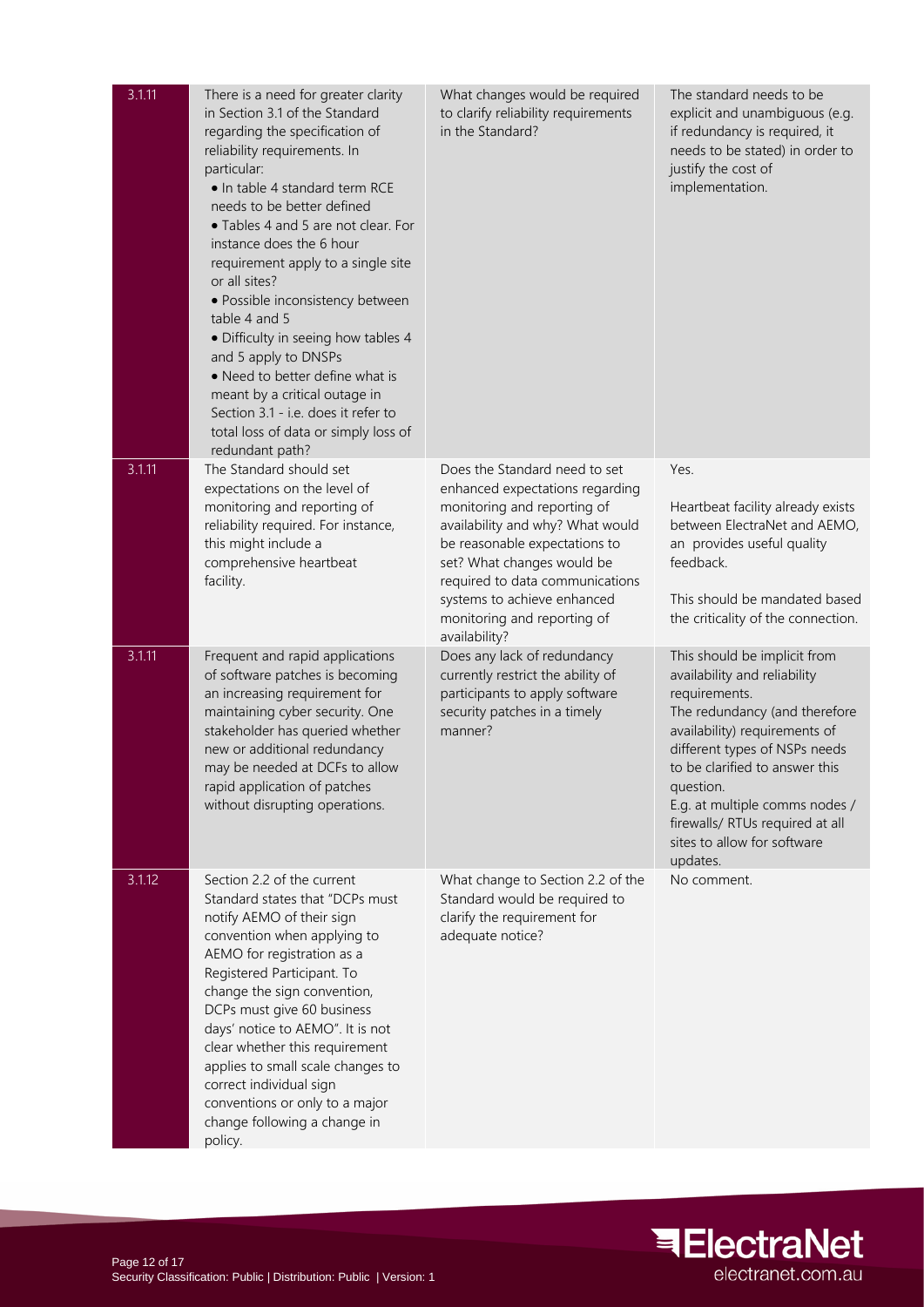| 3.1.11 | There is a need for greater clarity in Section 3.1 of the Standard regarding the specification of reliability requirements. In particular:<br>• In table 4 standard term RCE needs to be better defined<br>• Tables 4 and 5 are not clear. For instance does the 6 hour requirement apply to a single site or all sites?<br>• Possible inconsistency between table 4 and 5<br>• Difficulty in seeing how tables 4 and 5 apply to DNSPs<br>• Need to better define what is meant by a critical outage in Section 3.1 - i.e. does it refer to total loss of data or simply loss of redundant path? | What changes would be required to clarify reliability requirements in the Standard? | The standard needs to be explicit and unambiguous (e.g. if redundancy is required, it needs to be stated) in order to justify the cost of implementation. |
|---|---|---|---|
| 3.1.11 | The Standard should set expectations on the level of monitoring and reporting of reliability required. For instance, this might include a comprehensive heartbeat facility. | Does the Standard need to set enhanced expectations regarding monitoring and reporting of availability and why? What would be reasonable expectations to set? What changes would be required to data communications systems to achieve enhanced monitoring and reporting of availability? | Yes.<br><br>Heartbeat facility already exists between ElectraNet and AEMO, an provides useful quality feedback.<br><br>This should be mandated based the criticality of the connection. |
| 3.1.11 | Frequent and rapid applications of software patches is becoming an increasing requirement for maintaining cyber security. One stakeholder has queried whether new or additional redundancy may be needed at DCFs to allow rapid application of patches without disrupting operations. | Does any lack of redundancy currently restrict the ability of participants to apply software security patches in a timely manner? | This should be implicit from availability and reliability requirements.<br>The redundancy (and therefore availability) requirements of different types of NSPs needs to be clarified to answer this question.<br>E.g. at multiple comms nodes / firewalls/ RTUs required at all sites to allow for software updates. |
| 3.1.12 | Section 2.2 of the current Standard states that "DCPs must notify AEMO of their sign convention when applying to AEMO for registration as a Registered Participant. To change the sign convention, DCPs must give 60 business days' notice to AEMO". It is not clear whether this requirement applies to small scale changes to correct individual sign conventions or only to a major change following a change in policy. | What change to Section 2.2 of the Standard would be required to clarify the requirement for adequate notice? | No comment. |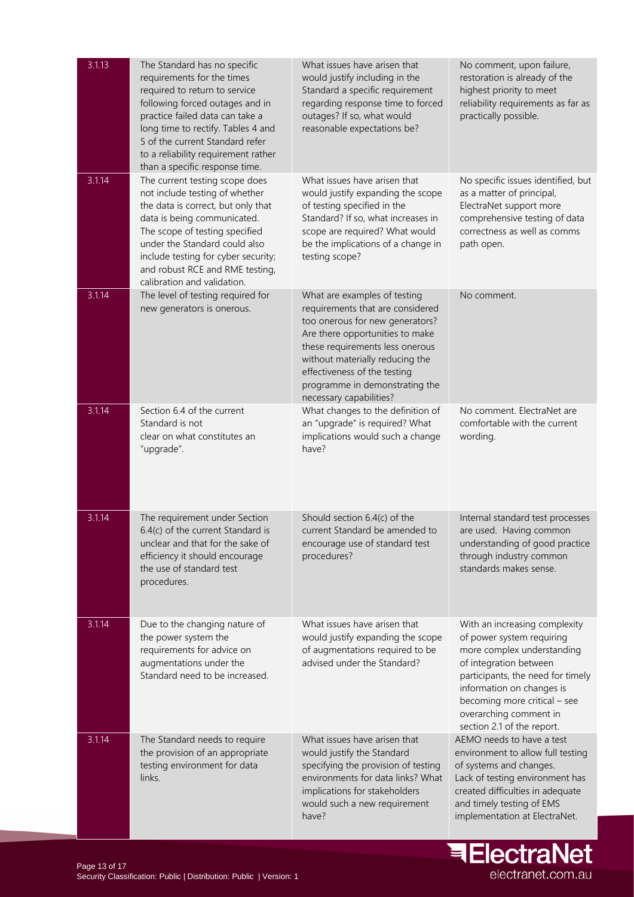| | | | |
|---|---|---|---|
| 3.1.13 | The Standard has no specific requirements for the times required to return to service following forced outages and in practice failed data can take a long time to rectify. Tables 4 and 5 of the current Standard refer to a reliability requirement rather than a specific response time. | What issues have arisen that would justify including in the Standard a specific requirement regarding response time to forced outages? If so, what would reasonable expectations be? | No comment, upon failure, restoration is already of the highest priority to meet reliability requirements as far as practically possible. |
| 3.1.14 | The current testing scope does not include testing of whether the data is correct, but only that data is being communicated. The scope of testing specified under the Standard could also include testing for cyber security; and robust RCE and RME testing, calibration and validation. | What issues have arisen that would justify expanding the scope of testing specified in the Standard? If so, what increases in scope are required? What would be the implications of a change in testing scope? | No specific issues identified, but as a matter of principal, ElectraNet support more comprehensive testing of data correctness as well as comms path open. |
| 3.1.14 | The level of testing required for new generators is onerous. | What are examples of testing requirements that are considered too onerous for new generators? Are there opportunities to make these requirements less onerous without materially reducing the effectiveness of the testing programme in demonstrating the necessary capabilities? | No comment. |
| 3.1.14 | Section 6.4 of the current Standard is not clear on what constitutes an "upgrade". | What changes to the definition of an "upgrade" is required? What implications would such a change have? | No comment. ElectraNet are comfortable with the current wording. |
| 3.1.14 | The requirement under Section 6.4(c) of the current Standard is unclear and that for the sake of efficiency it should encourage the use of standard test procedures. | Should section 6.4(c) of the current Standard be amended to encourage use of standard test procedures? | Internal standard test processes are used. Having common understanding of good practice through industry common standards makes sense. |
| 3.1.14 | Due to the changing nature of the power system the requirements for advice on augmentations under the Standard need to be increased. | What issues have arisen that would justify expanding the scope of augmentations required to be advised under the Standard? | With an increasing complexity of power system requiring more complex understanding of integration between participants, the need for timely information on changes is becoming more critical – see overarching comment in section 2.1 of the report. |
| 3.1.14 | The Standard needs to require the provision of an appropriate testing environment for data links. | What issues have arisen that would justify the Standard specifying the provision of testing environments for data links? What implications for stakeholders would such a new requirement have? | AEMO needs to have a test environment to allow full testing of systems and changes. Lack of testing environment has created difficulties in adequate and timely testing of EMS implementation at ElectraNet. |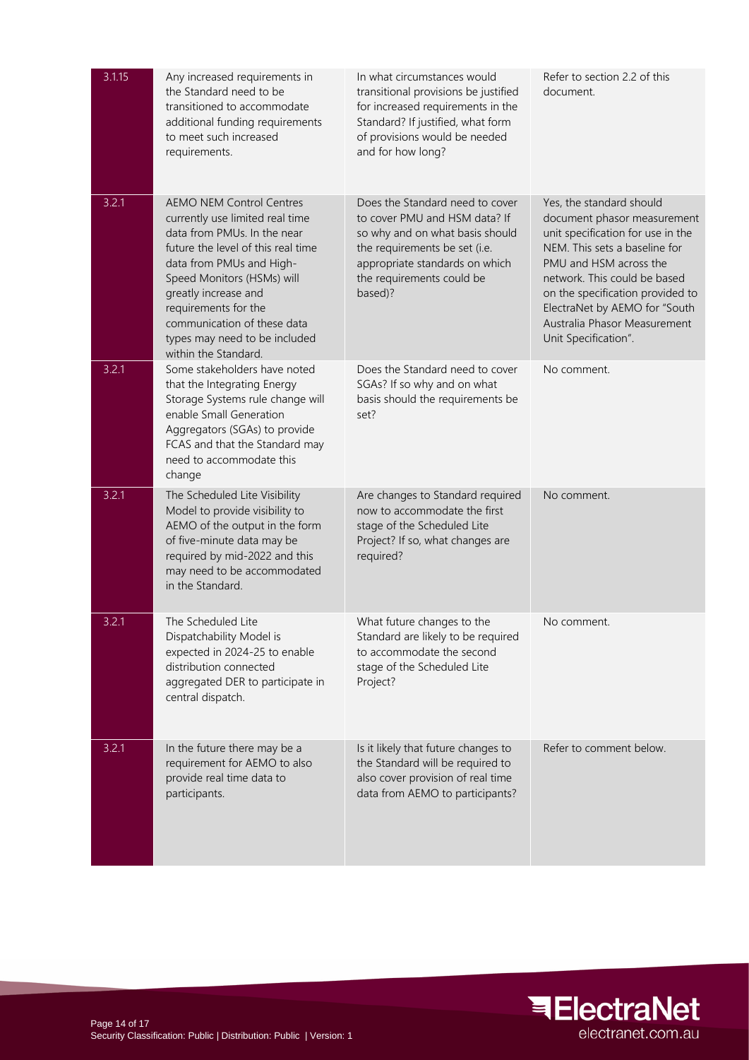| 3.1.15 | Any increased requirements in the Standard need to be transitioned to accommodate additional funding requirements to meet such increased requirements. | In what circumstances would transitional provisions be justified for increased requirements in the Standard? If justified, what form of provisions would be needed and for how long? | Refer to section 2.2 of this document. |
|---|---|---|---|
| 3.2.1 | AEMO NEM Control Centres currently use limited real time data from PMUs. In the near future the level of this real time data from PMUs and High-Speed Monitors (HSMs) will greatly increase and requirements for the communication of these data types may need to be included within the Standard. | Does the Standard need to cover to cover PMU and HSM data? If so why and on what basis should the requirements be set (i.e. appropriate standards on which the requirements could be based)? | Yes, the standard should document phasor measurement unit specification for use in the NEM. This sets a baseline for PMU and HSM across the network. This could be based on the specification provided to ElectraNet by AEMO for "South Australia Phasor Measurement Unit Specification". |
| 3.2.1 | Some stakeholders have noted that the Integrating Energy Storage Systems rule change will enable Small Generation Aggregators (SGAs) to provide FCAS and that the Standard may need to accommodate this change | Does the Standard need to cover SGAs? If so why and on what basis should the requirements be set? | No comment. |
| 3.2.1 | The Scheduled Lite Visibility Model to provide visibility to AEMO of the output in the form of five-minute data may be required by mid-2022 and this may need to be accommodated in the Standard. | Are changes to Standard required now to accommodate the first stage of the Scheduled Lite Project? If so, what changes are required? | No comment. |
| 3.2.1 | The Scheduled Lite Dispatchability Model is expected in 2024-25 to enable distribution connected aggregated DER to participate in central dispatch. | What future changes to the Standard are likely to be required to accommodate the second stage of the Scheduled Lite Project? | No comment. |
| 3.2.1 | In the future there may be a requirement for AEMO to also provide real time data to participants. | Is it likely that future changes to the Standard will be required to also cover provision of real time data from AEMO to participants? | Refer to comment below. |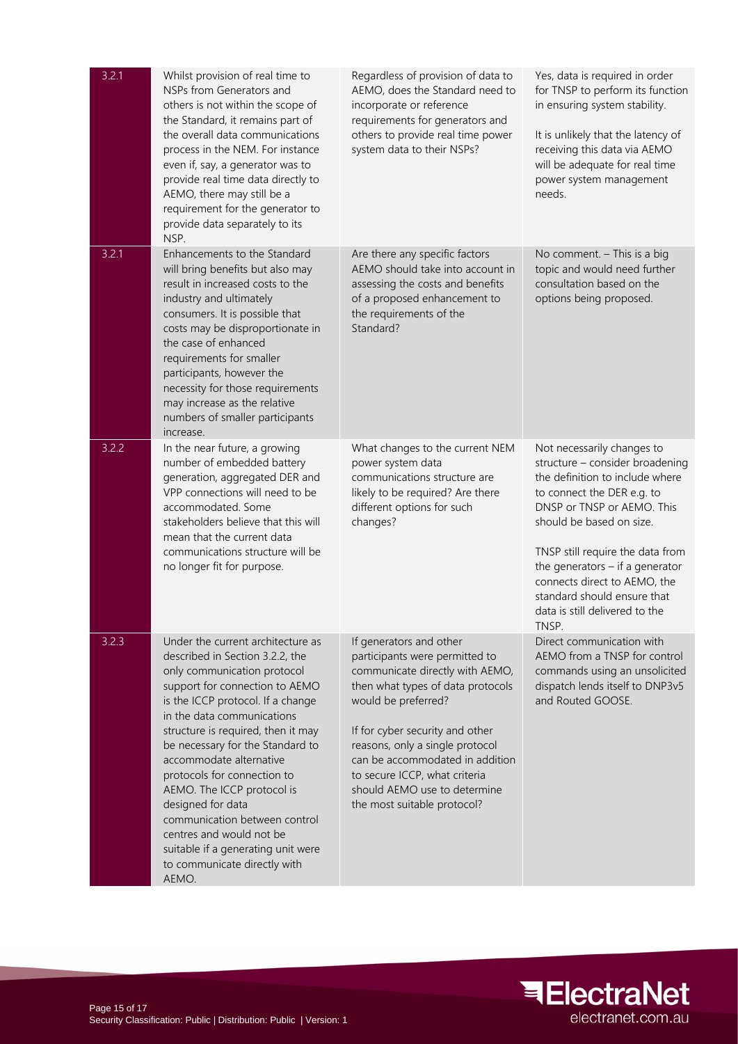| | | | |
|---|---|---|---|
| 3.2.1 | Whilst provision of real time to NSPs from Generators and others is not within the scope of the Standard, it remains part of the overall data communications process in the NEM. For instance even if, say, a generator was to provide real time data directly to AEMO, there may still be a requirement for the generator to provide data separately to its NSP. | Regardless of provision of data to AEMO, does the Standard need to incorporate or reference requirements for generators and others to provide real time power system data to their NSPs? | Yes, data is required in order for TNSP to perform its function in ensuring system stability.<br><br>It is unlikely that the latency of receiving this data via AEMO will be adequate for real time power system management needs. |
| 3.2.1 | Enhancements to the Standard will bring benefits but also may result in increased costs to the industry and ultimately consumers. It is possible that costs may be disproportionate in the case of enhanced requirements for smaller participants, however the necessity for those requirements may increase as the relative numbers of smaller participants increase. | Are there any specific factors AEMO should take into account in assessing the costs and benefits of a proposed enhancement to the requirements of the Standard? | No comment. – This is a big topic and would need further consultation based on the options being proposed. |
| 3.2.2 | In the near future, a growing number of embedded battery generation, aggregated DER and VPP connections will need to be accommodated. Some stakeholders believe that this will mean that the current data communications structure will be no longer fit for purpose. | What changes to the current NEM power system data communications structure are likely to be required? Are there different options for such changes? | Not necessarily changes to structure – consider broadening the definition to include where to connect the DER e.g. to DNSP or TNSP or AEMO. This should be based on size.<br><br>TNSP still require the data from the generators – if a generator connects direct to AEMO, the standard should ensure that data is still delivered to the TNSP. |
| 3.2.3 | Under the current architecture as described in Section 3.2.2, the only communication protocol support for connection to AEMO is the ICCP protocol. If a change in the data communications structure is required, then it may be necessary for the Standard to accommodate alternative protocols for connection to AEMO. The ICCP protocol is designed for data communication between control centres and would not be suitable if a generating unit were to communicate directly with AEMO. | If generators and other participants were permitted to communicate directly with AEMO, then what types of data protocols would be preferred?<br><br>If for cyber security and other reasons, only a single protocol can be accommodated in addition to secure ICCP, what criteria should AEMO use to determine the most suitable protocol? | Direct communication with AEMO from a TNSP for control commands using an unsolicited dispatch lends itself to DNP3v5 and Routed GOOSE. |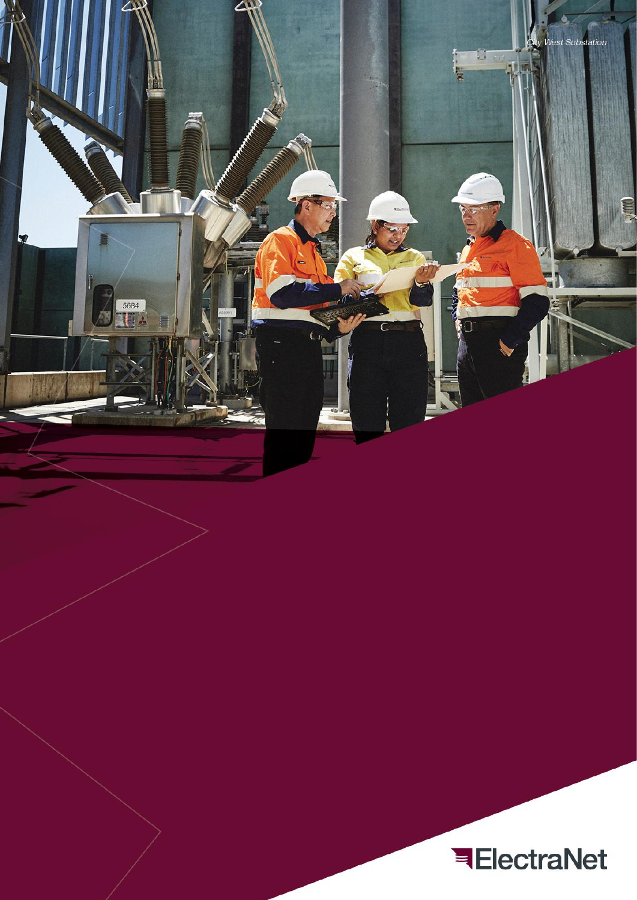City West Substation

ElectraNet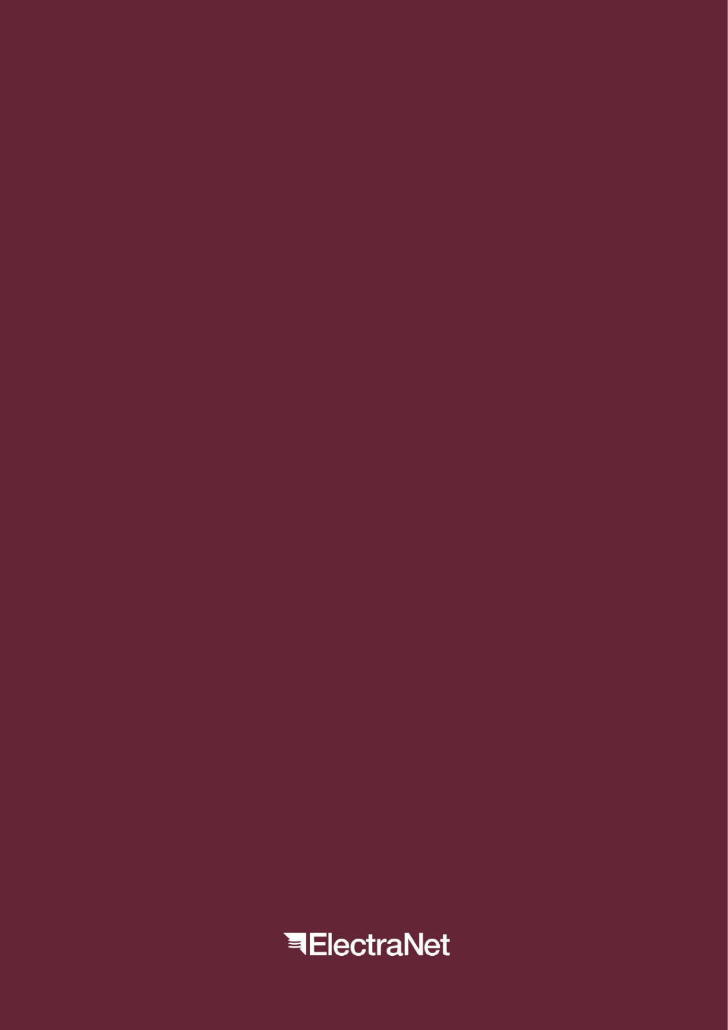ElectraNet